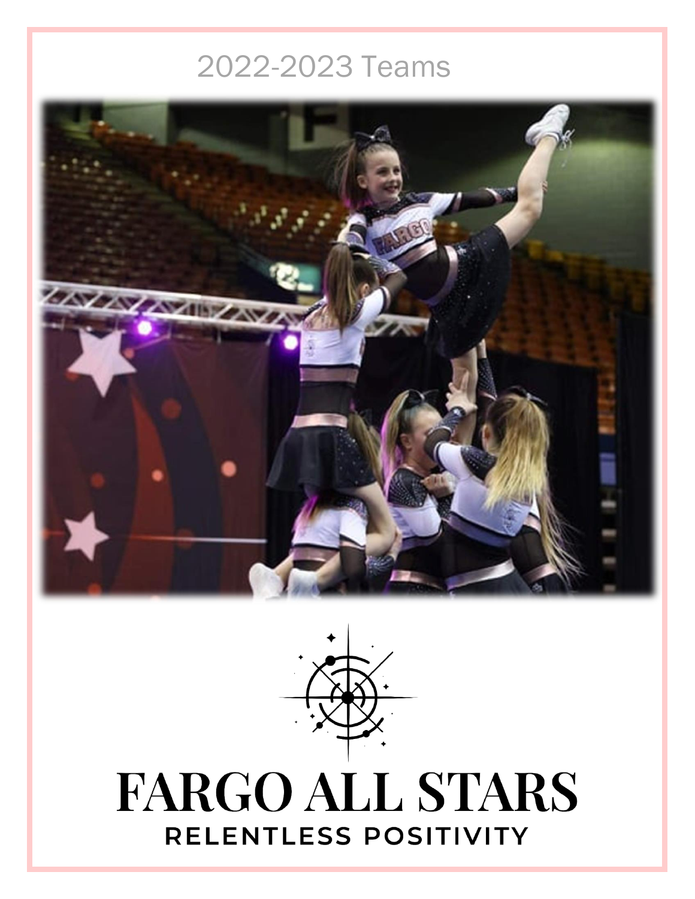2022-2023 Teams

# FARGO ALL STARS

**RELENTLESS POSITIVITY**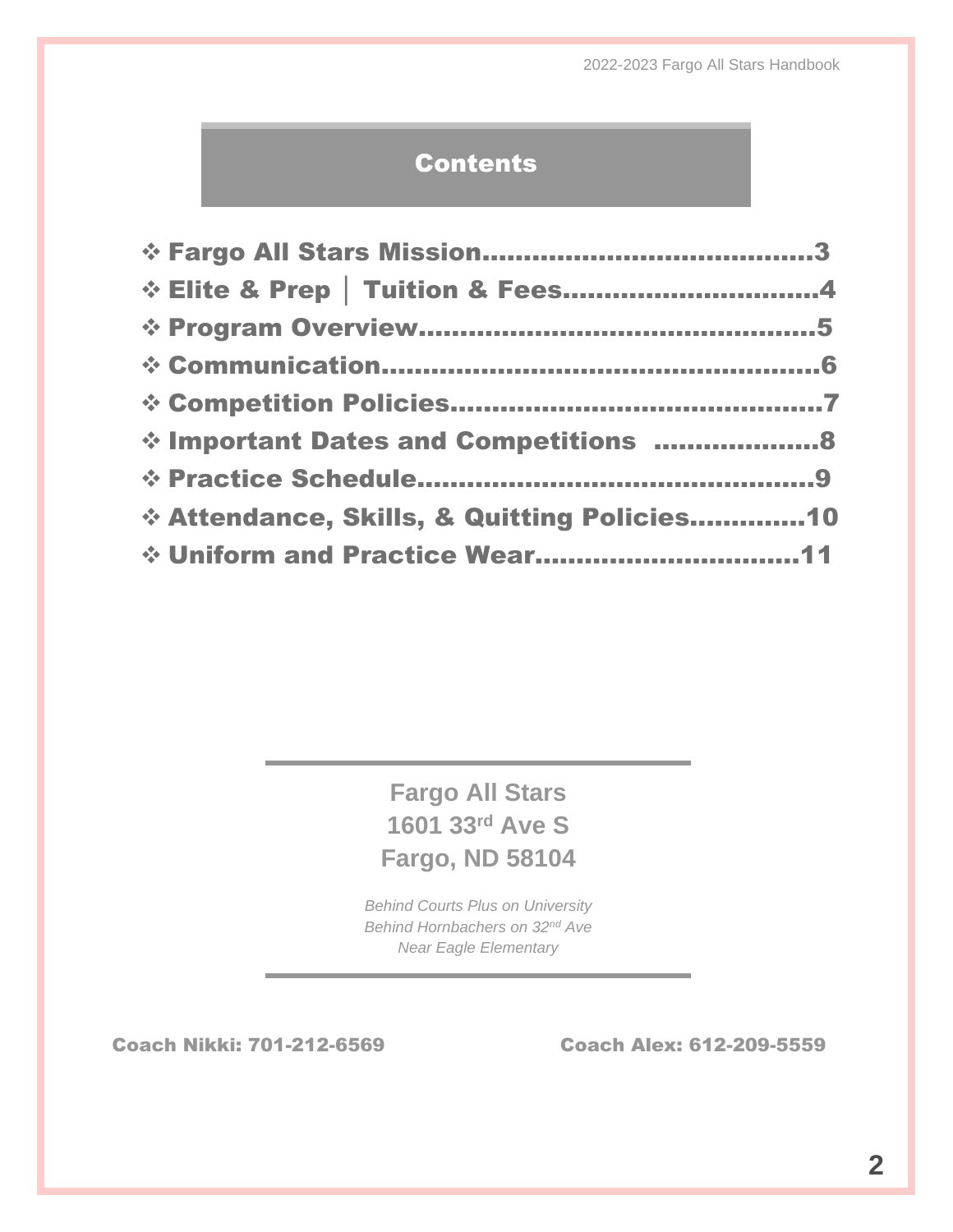# Contents

- **Fargo All Stars Mission........................................3**
- **Elite & Prep │ Tuition & Fees...............................4**
- **Program Overview................................................5**
- **Communication....................................................6**
- **Competition Policies............................................7**
- **Important Dates and Competitions ....................8**
- **Practice Schedule.................................................9**
- **Attendance, Skills, & Quitting Policies..............10**
- **Uniform and Practice Wear................................11**

---

**Fargo All Stars**
**1601 33rd Ave S**
**Fargo, ND 58104**

*Behind Courts Plus on University*
*Behind Hornbachers on 32nd Ave*
*Near Eagle Elementary*

---

**Coach Nikki: 701-212-6569**

**Coach Alex: 612-209-5559**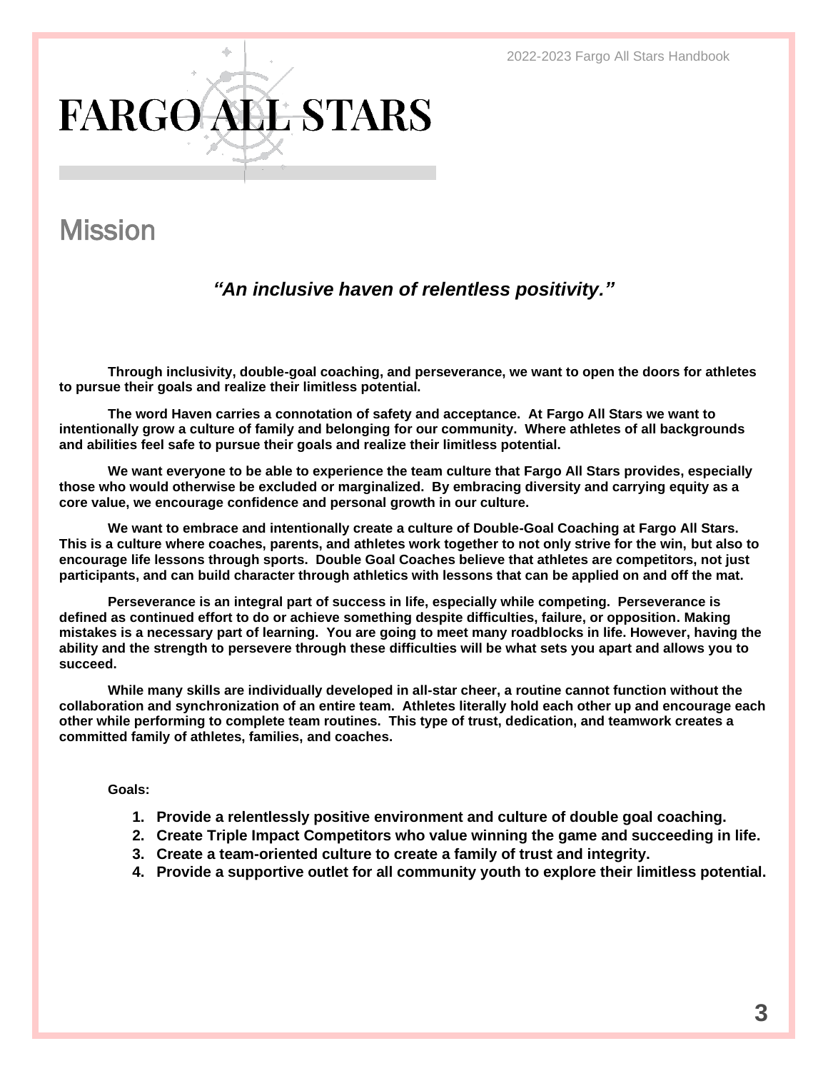# FARGO ALL STARS

## Mission

***"An inclusive haven of relentless positivity."***

**Through inclusivity, double-goal coaching, and perseverance, we want to open the doors for athletes to pursue their goals and realize their limitless potential.**

**The word Haven carries a connotation of safety and acceptance. At Fargo All Stars we want to intentionally grow a culture of family and belonging for our community. Where athletes of all backgrounds and abilities feel safe to pursue their goals and realize their limitless potential.**

**We want everyone to be able to experience the team culture that Fargo All Stars provides, especially those who would otherwise be excluded or marginalized. By embracing diversity and carrying equity as a core value, we encourage confidence and personal growth in our culture.**

**We want to embrace and intentionally create a culture of Double-Goal Coaching at Fargo All Stars. This is a culture where coaches, parents, and athletes work together to not only strive for the win, but also to encourage life lessons through sports. Double Goal Coaches believe that athletes are competitors, not just participants, and can build character through athletics with lessons that can be applied on and off the mat.**

**Perseverance is an integral part of success in life, especially while competing. Perseverance is defined as continued effort to do or achieve something despite difficulties, failure, or opposition. Making mistakes is a necessary part of learning. You are going to meet many roadblocks in life. However, having the ability and the strength to persevere through these difficulties will be what sets you apart and allows you to succeed.**

**While many skills are individually developed in all-star cheer, a routine cannot function without the collaboration and synchronization of an entire team. Athletes literally hold each other up and encourage each other while performing to complete team routines. This type of trust, dedication, and teamwork creates a committed family of athletes, families, and coaches.**

**Goals:**

1. **Provide a relentlessly positive environment and culture of double goal coaching.**
2. **Create Triple Impact Competitors who value winning the game and succeeding in life.**
3. **Create a team-oriented culture to create a family of trust and integrity.**
4. **Provide a supportive outlet for all community youth to explore their limitless potential.**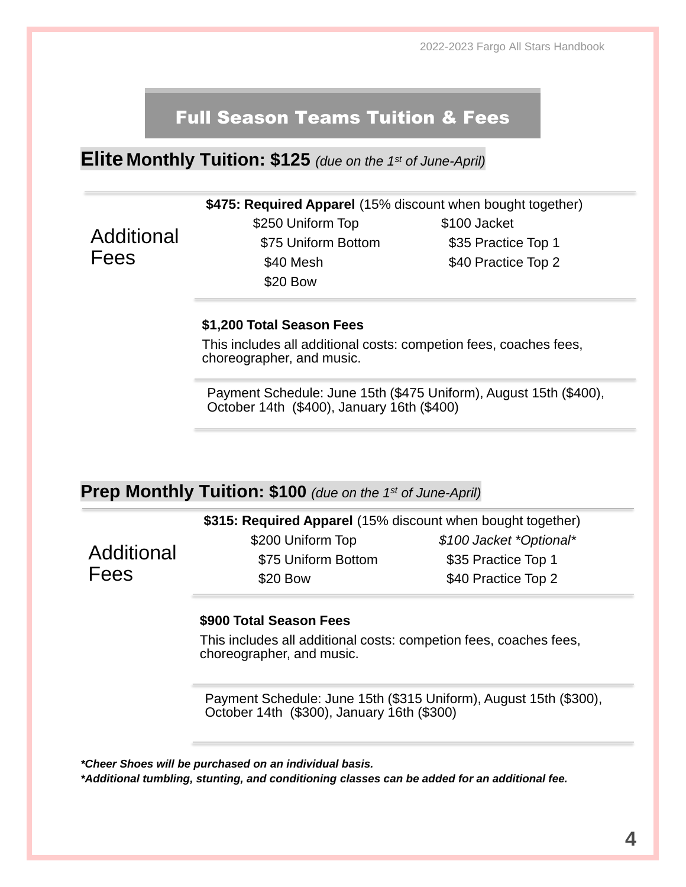## Full Season Teams Tuition & Fees

### Elite Monthly Tuition: $125 *(due on the 1st of June-April)*

**Additional Fees**

**$475: Required Apparel** (15% discount when bought together)

| | |
|---|---|
| $250 Uniform Top | $100 Jacket |
| $75 Uniform Bottom | $35 Practice Top 1 |
| $40 Mesh | $40 Practice Top 2 |
| $20 Bow | |

**$1,200 Total Season Fees**

This includes all additional costs: competion fees, coaches fees, choreographer, and music.

Payment Schedule: June 15th ($475 Uniform), August 15th ($400), October 14th ($400), January 16th ($400)

### Prep Monthly Tuition: $100 *(due on the 1st of June-April)*

**Additional Fees**

**$315: Required Apparel** (15% discount when bought together)

| | |
|---|---|
| $200 Uniform Top | *$100 Jacket *Optional** |
| $75 Uniform Bottom | $35 Practice Top 1 |
| $20 Bow | $40 Practice Top 2 |

**$900 Total Season Fees**

This includes all additional costs: competion fees, coaches fees, choreographer, and music.

Payment Schedule: June 15th ($315 Uniform), August 15th ($300), October 14th ($300), January 16th ($300)

***Cheer Shoes will be purchased on an individual basis.***

***Additional tumbling, stunting, and conditioning classes can be added for an additional fee.***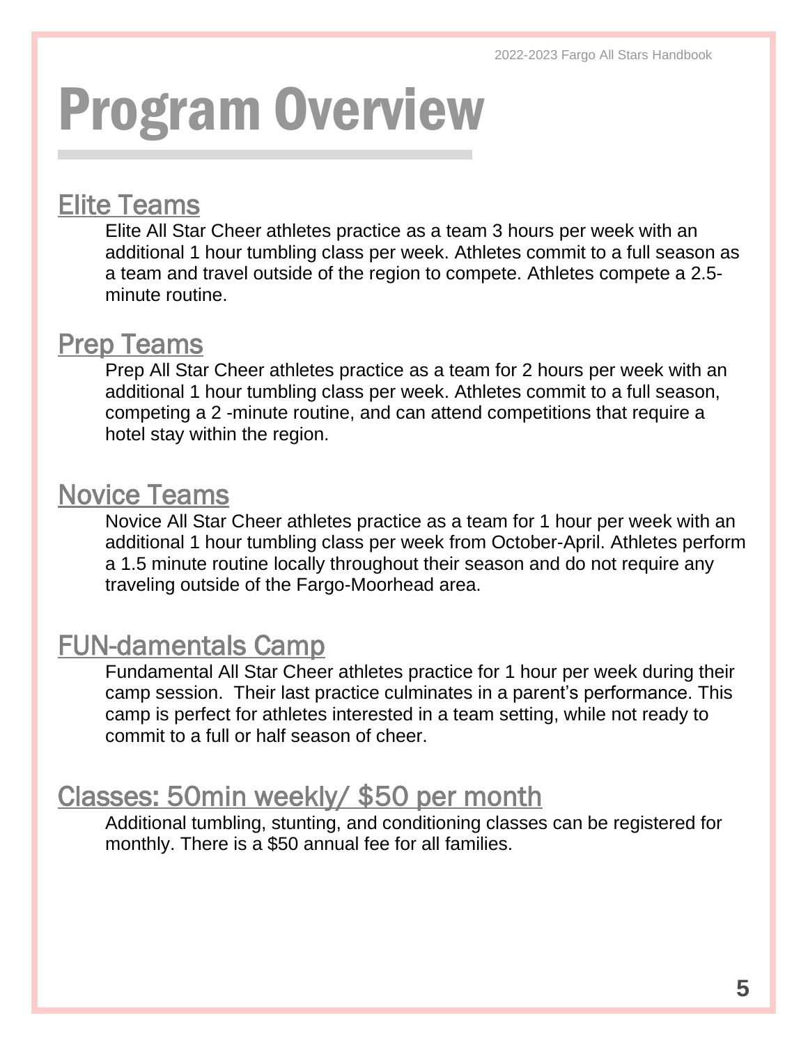# Program Overview

## Elite Teams

Elite All Star Cheer athletes practice as a team 3 hours per week with an additional 1 hour tumbling class per week. Athletes commit to a full season as a team and travel outside of the region to compete. Athletes compete a 2.5-minute routine.

## Prep Teams

Prep All Star Cheer athletes practice as a team for 2 hours per week with an additional 1 hour tumbling class per week. Athletes commit to a full season, competing a 2 -minute routine, and can attend competitions that require a hotel stay within the region.

## Novice Teams

Novice All Star Cheer athletes practice as a team for 1 hour per week with an additional 1 hour tumbling class per week from October-April. Athletes perform a 1.5 minute routine locally throughout their season and do not require any traveling outside of the Fargo-Moorhead area.

## FUN-damentals Camp

Fundamental All Star Cheer athletes practice for 1 hour per week during their camp session. Their last practice culminates in a parent's performance. This camp is perfect for athletes interested in a team setting, while not ready to commit to a full or half season of cheer.

## Classes: 50min weekly/ $50 per month

Additional tumbling, stunting, and conditioning classes can be registered for monthly. There is a $50 annual fee for all families.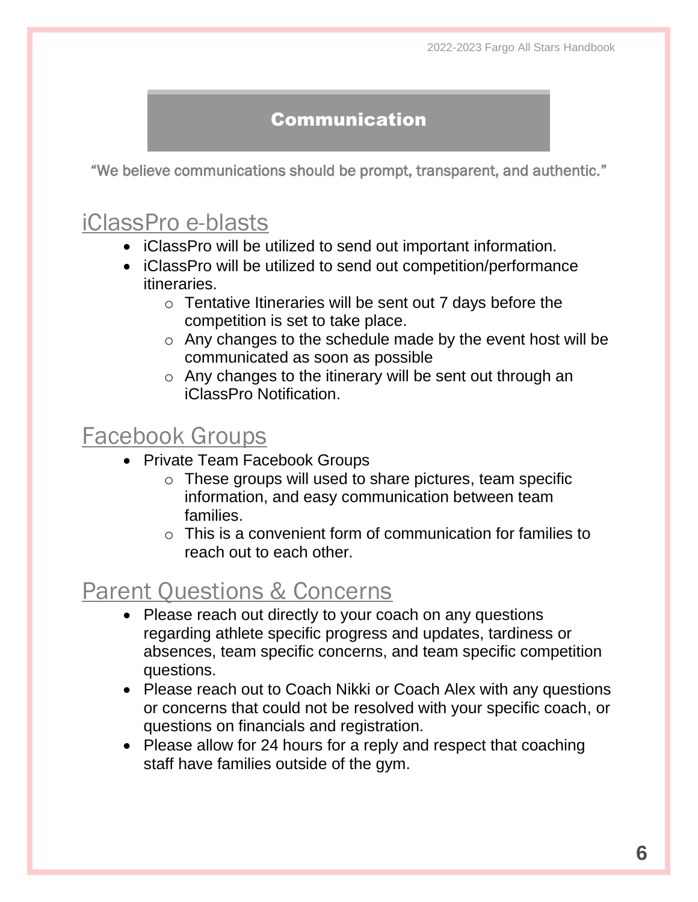# Communication

"We believe communications should be prompt, transparent, and authentic."

## iClassPro e-blasts

- iClassPro will be utilized to send out important information.
- iClassPro will be utilized to send out competition/performance itineraries.
  - Tentative Itineraries will be sent out 7 days before the competition is set to take place.
  - Any changes to the schedule made by the event host will be communicated as soon as possible
  - Any changes to the itinerary will be sent out through an iClassPro Notification.

## Facebook Groups

- Private Team Facebook Groups
  - These groups will used to share pictures, team specific information, and easy communication between team families.
  - This is a convenient form of communication for families to reach out to each other.

## Parent Questions & Concerns

- Please reach out directly to your coach on any questions regarding athlete specific progress and updates, tardiness or absences, team specific concerns, and team specific competition questions.
- Please reach out to Coach Nikki or Coach Alex with any questions or concerns that could not be resolved with your specific coach, or questions on financials and registration.
- Please allow for 24 hours for a reply and respect that coaching staff have families outside of the gym.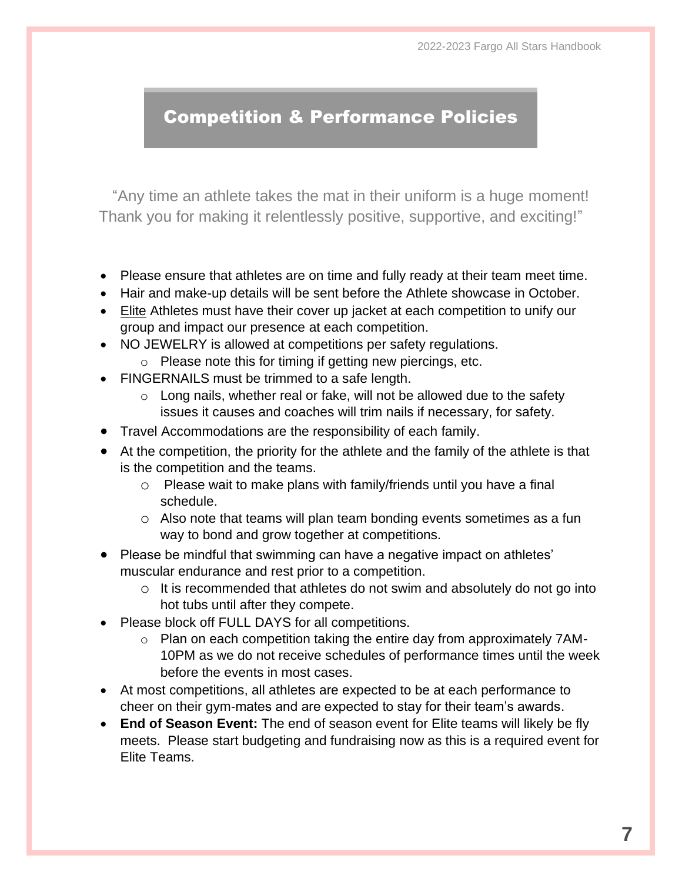## Competition & Performance Policies

"Any time an athlete takes the mat in their uniform is a huge moment! Thank you for making it relentlessly positive, supportive, and exciting!"

- Please ensure that athletes are on time and fully ready at their team meet time.
- Hair and make-up details will be sent before the Athlete showcase in October.
- <u>Elite</u> Athletes must have their cover up jacket at each competition to unify our group and impact our presence at each competition.
- NO JEWELRY is allowed at competitions per safety regulations.
  - Please note this for timing if getting new piercings, etc.
- FINGERNAILS must be trimmed to a safe length.
  - Long nails, whether real or fake, will not be allowed due to the safety issues it causes and coaches will trim nails if necessary, for safety.
- Travel Accommodations are the responsibility of each family.
- At the competition, the priority for the athlete and the family of the athlete is that is the competition and the teams.
  - Please wait to make plans with family/friends until you have a final schedule.
  - Also note that teams will plan team bonding events sometimes as a fun way to bond and grow together at competitions.
- Please be mindful that swimming can have a negative impact on athletes' muscular endurance and rest prior to a competition.
  - It is recommended that athletes do not swim and absolutely do not go into hot tubs until after they compete.
- Please block off FULL DAYS for all competitions.
  - Plan on each competition taking the entire day from approximately 7AM-10PM as we do not receive schedules of performance times until the week before the events in most cases.
- At most competitions, all athletes are expected to be at each performance to cheer on their gym-mates and are expected to stay for their team's awards.
- **End of Season Event:** The end of season event for Elite teams will likely be fly meets. Please start budgeting and fundraising now as this is a required event for Elite Teams.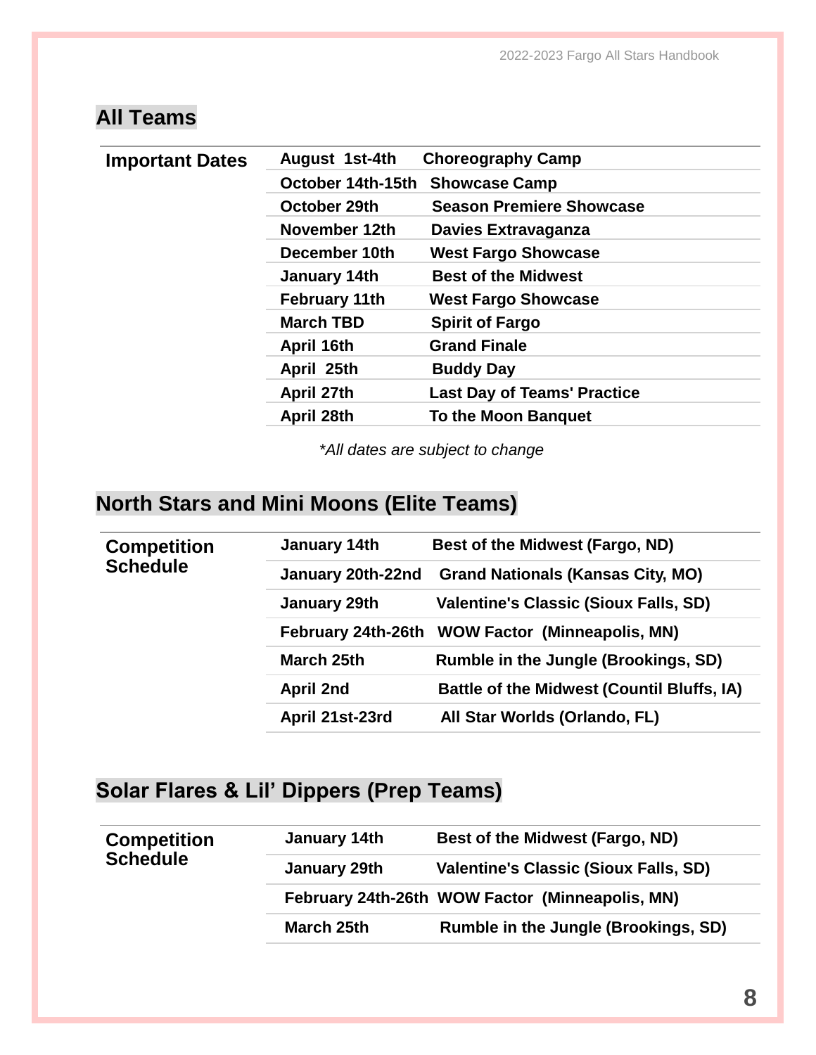## All Teams

| Important Dates | | |
|---|---|---|
| | August 1st-4th | Choreography Camp |
| | October 14th-15th | Showcase Camp |
| | October 29th | Season Premiere Showcase |
| | November 12th | Davies Extravaganza |
| | December 10th | West Fargo Showcase |
| | January 14th | Best of the Midwest |
| | February 11th | West Fargo Showcase |
| | March TBD | Spirit of Fargo |
| | April 16th | Grand Finale |
| | April 25th | Buddy Day |
| | April 27th | Last Day of Teams' Practice |
| | April 28th | To the Moon Banquet |

*\*All dates are subject to change*

## North Stars and Mini Moons (Elite Teams)

| Competition Schedule | | |
|---|---|---|
| | January 14th | Best of the Midwest (Fargo, ND) |
| | January 20th-22nd | Grand Nationals (Kansas City, MO) |
| | January 29th | Valentine's Classic (Sioux Falls, SD) |
| | February 24th-26th | WOW Factor (Minneapolis, MN) |
| | March 25th | Rumble in the Jungle (Brookings, SD) |
| | April 2nd | Battle of the Midwest (Countil Bluffs, IA) |
| | April 21st-23rd | All Star Worlds (Orlando, FL) |

## Solar Flares & Lil' Dippers (Prep Teams)

| Competition Schedule | | |
|---|---|---|
| | January 14th | Best of the Midwest (Fargo, ND) |
| | January 29th | Valentine's Classic (Sioux Falls, SD) |
| | February 24th-26th | WOW Factor (Minneapolis, MN) |
| | March 25th | Rumble in the Jungle (Brookings, SD) |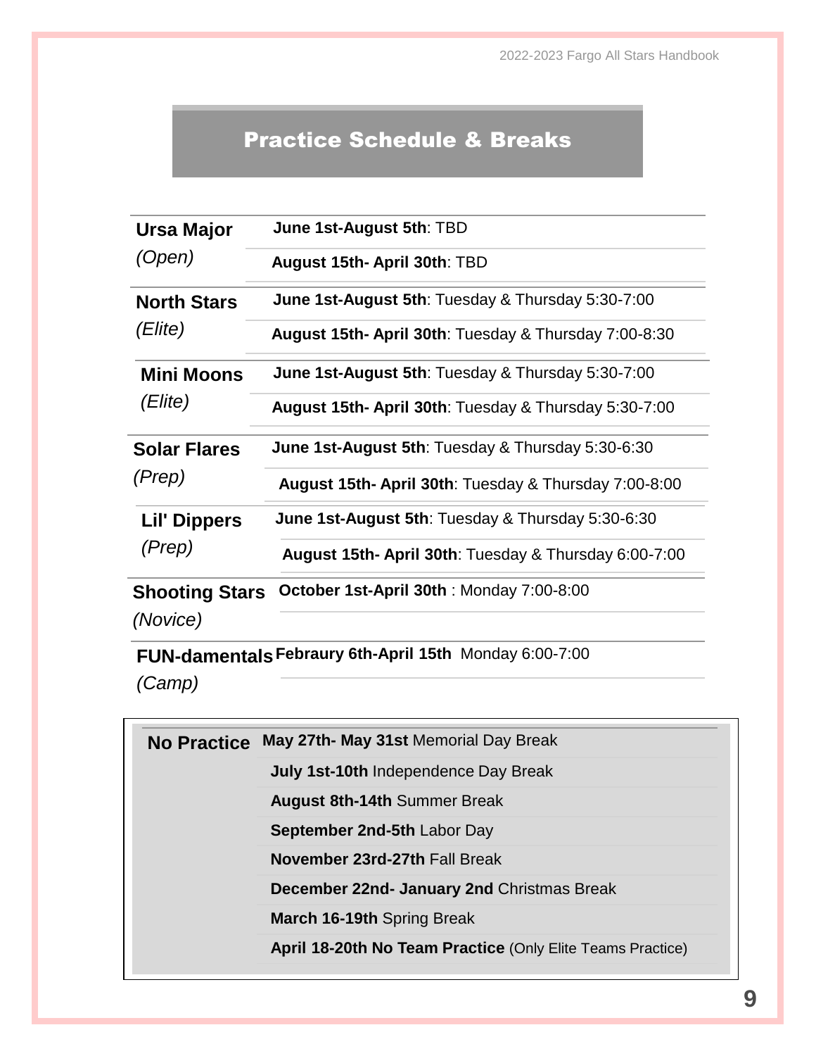## Practice Schedule & Breaks

| Team | Schedule |
|---|---|
| **Ursa Major** *(Open)* | **June 1st-August 5th**: TBD |
| | **August 15th- April 30th**: TBD |
| **North Stars** *(Elite)* | **June 1st-August 5th**: Tuesday & Thursday 5:30-7:00 |
| | **August 15th- April 30th**: Tuesday & Thursday 7:00-8:30 |
| **Mini Moons** *(Elite)* | **June 1st-August 5th**: Tuesday & Thursday 5:30-7:00 |
| | **August 15th- April 30th**: Tuesday & Thursday 5:30-7:00 |
| **Solar Flares** *(Prep)* | **June 1st-August 5th**: Tuesday & Thursday 5:30-6:30 |
| | **August 15th- April 30th**: Tuesday & Thursday 7:00-8:00 |
| **Lil' Dippers** *(Prep)* | **June 1st-August 5th**: Tuesday & Thursday 5:30-6:30 |
| | **August 15th- April 30th**: Tuesday & Thursday 6:00-7:00 |
| **Shooting Stars** *(Novice)* | **October 1st-April 30th** : Monday 7:00-8:00 |
| **FUN-damentals** *(Camp)* | **Febraury 6th-April 15th** Monday 6:00-7:00 |

| | |
|---|---|
| **No Practice** | **May 27th- May 31st** Memorial Day Break |
| | **July 1st-10th** Independence Day Break |
| | **August 8th-14th** Summer Break |
| | **September 2nd-5th** Labor Day |
| | **November 23rd-27th** Fall Break |
| | **December 22nd- January 2nd** Christmas Break |
| | **March 16-19th** Spring Break |
| | **April 18-20th No Team Practice** (Only Elite Teams Practice) |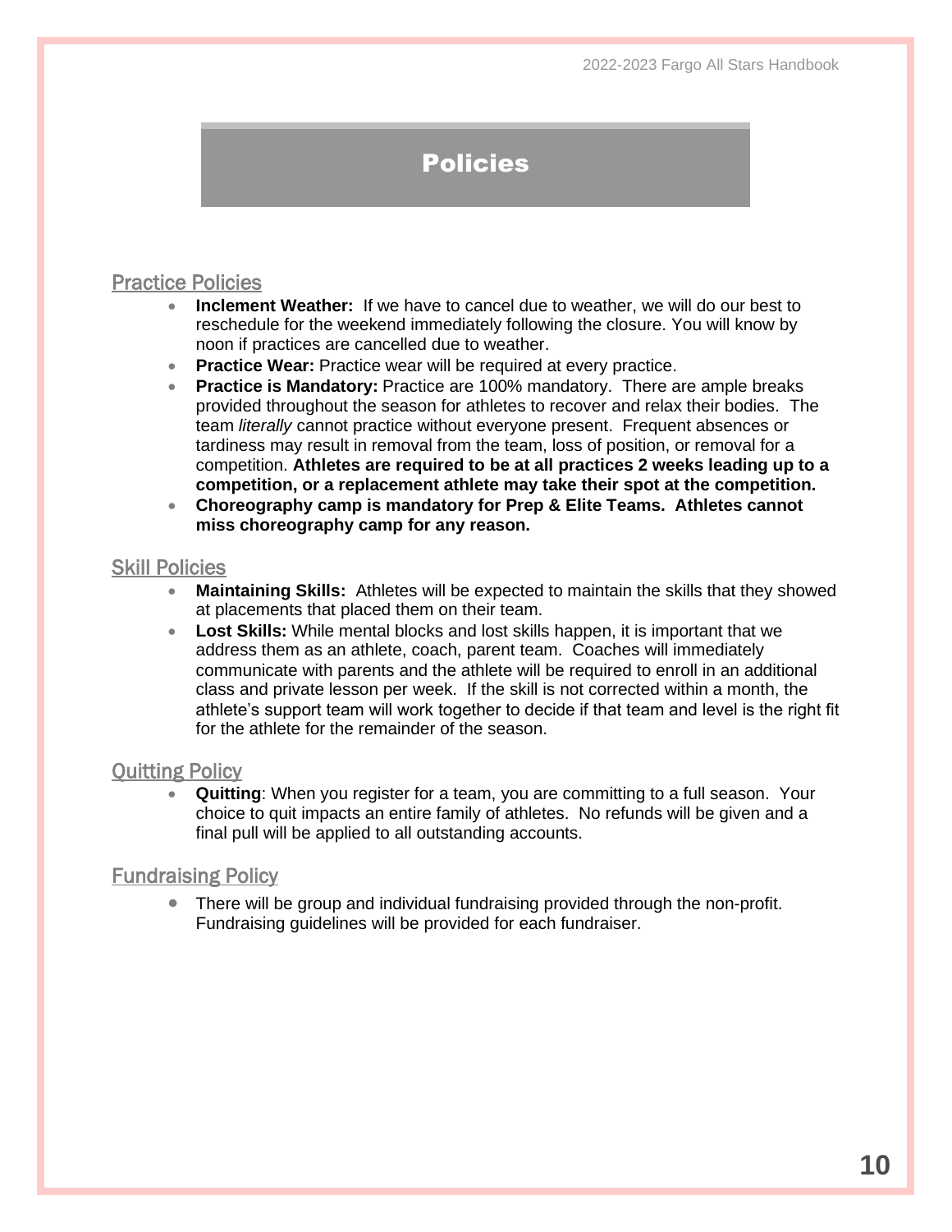# Policies

## Practice Policies

- **Inclement Weather:** If we have to cancel due to weather, we will do our best to reschedule for the weekend immediately following the closure. You will know by noon if practices are cancelled due to weather.
- **Practice Wear:** Practice wear will be required at every practice.
- **Practice is Mandatory:** Practice are 100% mandatory. There are ample breaks provided throughout the season for athletes to recover and relax their bodies. The team *literally* cannot practice without everyone present. Frequent absences or tardiness may result in removal from the team, loss of position, or removal for a competition. **Athletes are required to be at all practices 2 weeks leading up to a competition, or a replacement athlete may take their spot at the competition.**
- **Choreography camp is mandatory for Prep & Elite Teams. Athletes cannot miss choreography camp for any reason.**

## Skill Policies

- **Maintaining Skills:** Athletes will be expected to maintain the skills that they showed at placements that placed them on their team.
- **Lost Skills:** While mental blocks and lost skills happen, it is important that we address them as an athlete, coach, parent team. Coaches will immediately communicate with parents and the athlete will be required to enroll in an additional class and private lesson per week. If the skill is not corrected within a month, the athlete's support team will work together to decide if that team and level is the right fit for the athlete for the remainder of the season.

## Quitting Policy

- **Quitting**: When you register for a team, you are committing to a full season. Your choice to quit impacts an entire family of athletes. No refunds will be given and a final pull will be applied to all outstanding accounts.

## Fundraising Policy

- There will be group and individual fundraising provided through the non-profit. Fundraising guidelines will be provided for each fundraiser.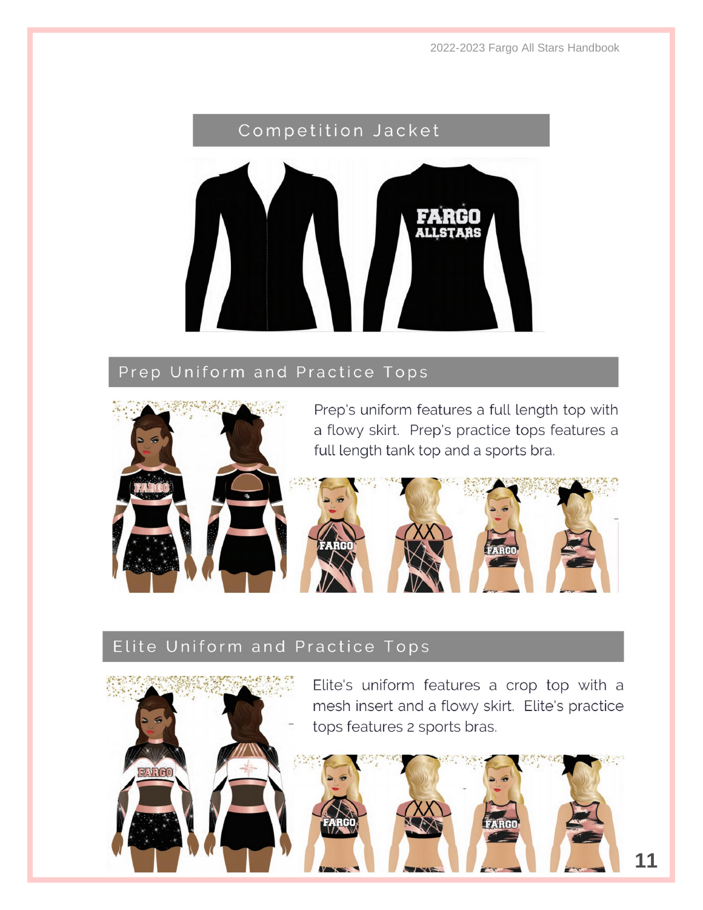## Competition Jacket

## Prep Uniform and Practice Tops

Prep's uniform features a full length top with a flowy skirt. Prep's practice tops features a full length tank top and a sports bra.

## Elite Uniform and Practice Tops

Elite's uniform features a crop top with a mesh insert and a flowy skirt. Elite's practice tops features 2 sports bras.